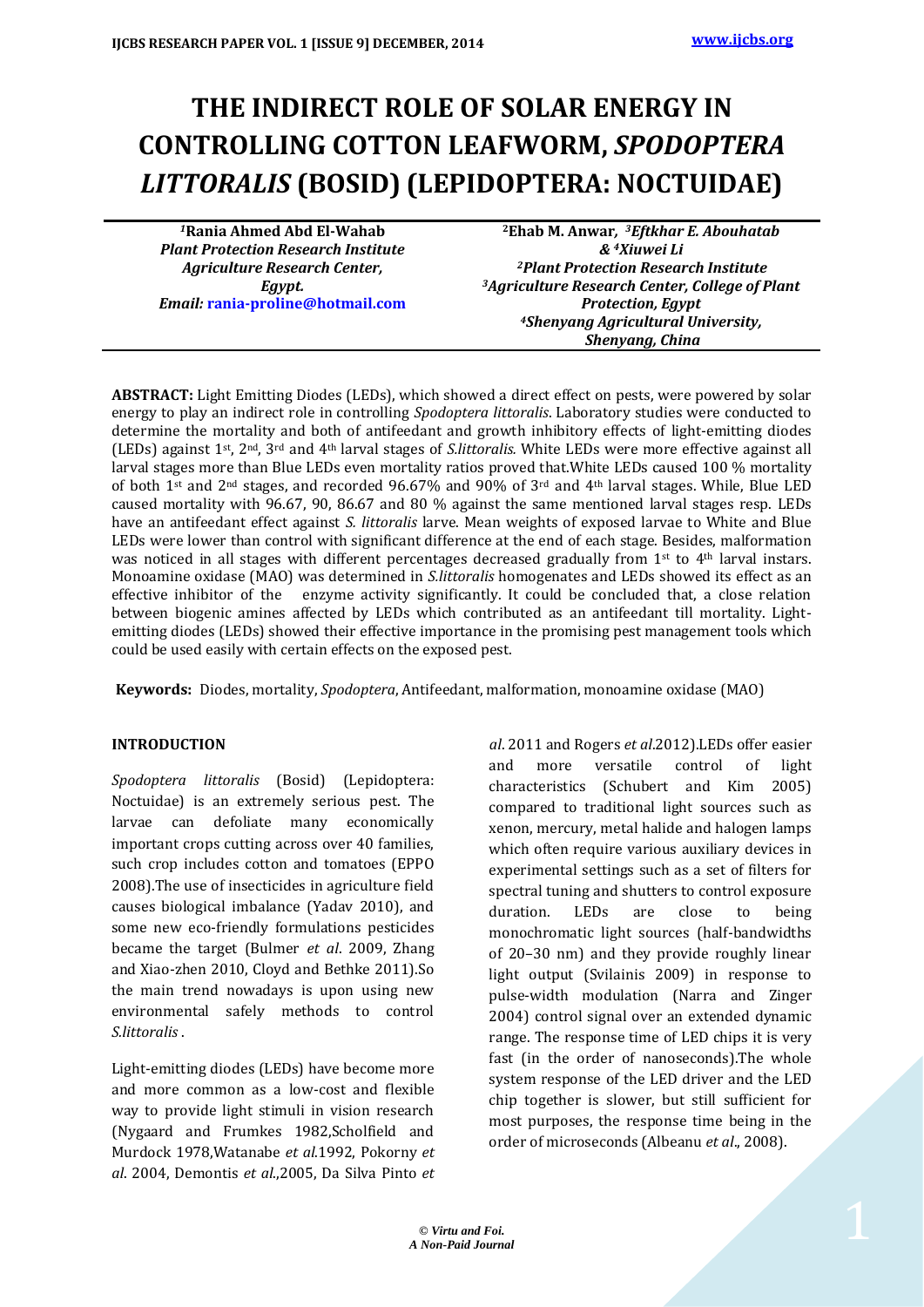# THE INDIRECT ROLE OF SOLAR ENERGY IN CONTROLLING COTTON LEAFWORM, *SPODOPTERA LITTORALIS* (BOSID) (LEPIDOPTERA: NOCTUIDAE)

[1]**Rania Ahmed Abd El-Wahab**
***Plant Protection Research Institute***
***Agriculture Research Center, Egypt.***
*Email:* **rania-proline@hotmail.com**

[2]**Ehab M. Anwar**, [3]***Eftkhar E. Abouhatab & [4]Xiuwei Li***
[2]***Plant Protection Research Institute***
[3]***Agriculture Research Center, College of Plant Protection, Egypt***
[4]***Shenyang Agricultural University, Shenyang, China***

**ABSTRACT:** Light Emitting Diodes (LEDs), which showed a direct effect on pests, were powered by solar energy to play an indirect role in controlling *Spodoptera littoralis*. Laboratory studies were conducted to determine the mortality and both of antifeedant and growth inhibitory effects of light-emitting diodes (LEDs) against 1st, 2nd, 3rd and 4th larval stages of *S.littoralis.* White LEDs were more effective against all larval stages more than Blue LEDs even mortality ratios proved that.White LEDs caused 100 % mortality of both 1st and 2nd stages, and recorded 96.67% and 90% of 3rd and 4th larval stages. While, Blue LED caused mortality with 96.67, 90, 86.67 and 80 % against the same mentioned larval stages resp. LEDs have an antifeedant effect against *S. littoralis* larve. Mean weights of exposed larvae to White and Blue LEDs were lower than control with significant difference at the end of each stage. Besides, malformation was noticed in all stages with different percentages decreased gradually from 1st to 4th larval instars. Monoamine oxidase (MAO) was determined in *S.littoralis* homogenates and LEDs showed its effect as an effective inhibitor of the enzyme activity significantly. It could be concluded that, a close relation between biogenic amines affected by LEDs which contributed as an antifeedant till mortality. Light-emitting diodes (LEDs) showed their effective importance in the promising pest management tools which could be used easily with certain effects on the exposed pest.

**Keywords:** Diodes, mortality, *Spodoptera*, Antifeedant, malformation, monoamine oxidase (MAO)

## INTRODUCTION

*Spodoptera littoralis* (Bosid) (Lepidoptera: Noctuidae) is an extremely serious pest. The larvae can defoliate many economically important crops cutting across over 40 families, such crop includes cotton and tomatoes (EPPO 2008).The use of insecticides in agriculture field causes biological imbalance (Yadav 2010), and some new eco-friendly formulations pesticides became the target (Bulmer *et al*. 2009, Zhang and Xiao-zhen 2010, Cloyd and Bethke 2011).So the main trend nowadays is upon using new environmental safely methods to control *S.littoralis* .

Light-emitting diodes (LEDs) have become more and more common as a low-cost and flexible way to provide light stimuli in vision research (Nygaard and Frumkes 1982,Scholfield and Murdock 1978,Watanabe *et al*.1992, Pokorny *et al*. 2004, Demontis *et al*.,2005, Da Silva Pinto *et al*. 2011 and Rogers *et al*.2012).LEDs offer easier and more versatile control of light characteristics (Schubert and Kim 2005) compared to traditional light sources such as xenon, mercury, metal halide and halogen lamps which often require various auxiliary devices in experimental settings such as a set of filters for spectral tuning and shutters to control exposure duration. LEDs are close to being monochromatic light sources (half-bandwidths of 20–30 nm) and they provide roughly linear light output (Svilainis 2009) in response to pulse-width modulation (Narra and Zinger 2004) control signal over an extended dynamic range. The response time of LED chips it is very fast (in the order of nanoseconds).The whole system response of the LED driver and the LED chip together is slower, but still sufficient for most purposes, the response time being in the order of microseconds (Albeanu *et al*., 2008).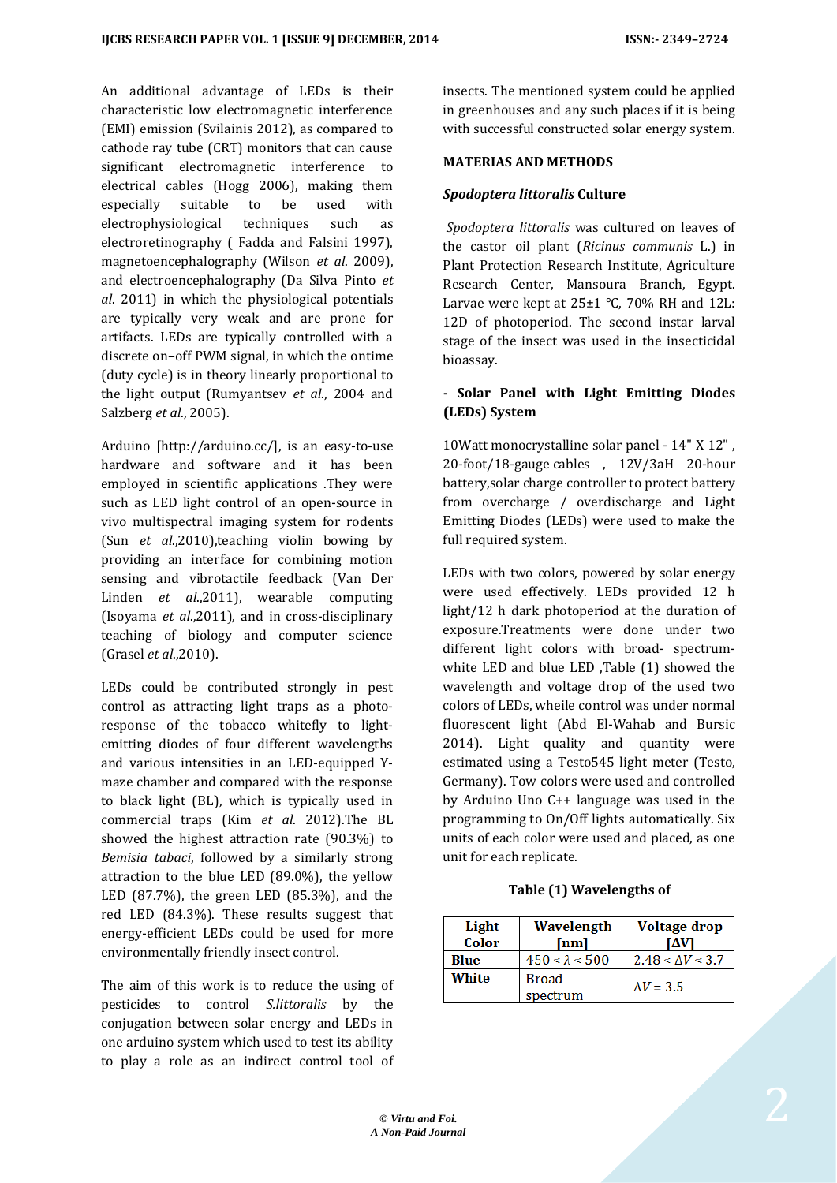An additional advantage of LEDs is their characteristic low electromagnetic interference (EMI) emission (Svilainis 2012), as compared to cathode ray tube (CRT) monitors that can cause significant electromagnetic interference to electrical cables (Hogg 2006), making them especially suitable to be used with electrophysiological techniques such as electroretinography ( Fadda and Falsini 1997), magnetoencephalography (Wilson *et al*. 2009), and electroencephalography (Da Silva Pinto *et al*. 2011) in which the physiological potentials are typically very weak and are prone for artifacts. LEDs are typically controlled with a discrete on–off PWM signal, in which the ontime (duty cycle) is in theory linearly proportional to the light output (Rumyantsev *et al*., 2004 and Salzberg *et al*., 2005).

Arduino [http://arduino.cc/], is an easy-to-use hardware and software and it has been employed in scientific applications .They were such as LED light control of an open-source in vivo multispectral imaging system for rodents (Sun *et al*.,2010),teaching violin bowing by providing an interface for combining motion sensing and vibrotactile feedback (Van Der Linden *et al*.,2011), wearable computing (Isoyama *et al*.,2011), and in cross-disciplinary teaching of biology and computer science (Grasel *et al*.,2010).

LEDs could be contributed strongly in pest control as attracting light traps as a photo-response of the tobacco whitefly to light-emitting diodes of four different wavelengths and various intensities in an LED-equipped Y-maze chamber and compared with the response to black light (BL), which is typically used in commercial traps (Kim *et al*. 2012).The BL showed the highest attraction rate (90.3%) to *Bemisia tabaci*, followed by a similarly strong attraction to the blue LED (89.0%), the yellow LED (87.7%), the green LED (85.3%), and the red LED (84.3%). These results suggest that energy-efficient LEDs could be used for more environmentally friendly insect control.

The aim of this work is to reduce the using of pesticides to control *S.littoralis* by the conjugation between solar energy and LEDs in one arduino system which used to test its ability to play a role as an indirect control tool of insects. The mentioned system could be applied in greenhouses and any such places if it is being with successful constructed solar energy system.

## MATERIAS AND METHODS

### *Spodoptera littoralis* Culture

*Spodoptera littoralis* was cultured on leaves of the castor oil plant (*Ricinus communis* L.) in Plant Protection Research Institute, Agriculture Research Center, Mansoura Branch, Egypt. Larvae were kept at 25±1 °C, 70% RH and 12L: 12D of photoperiod. The second instar larval stage of the insect was used in the insecticidal bioassay.

### - Solar Panel with Light Emitting Diodes (LEDs) System

10Watt monocrystalline solar panel - 14" X 12" , 20-foot/18-gauge cables , 12V/3aH 20-hour battery,solar charge controller to protect battery from overcharge / overdischarge and Light Emitting Diodes (LEDs) were used to make the full required system.

LEDs with two colors, powered by solar energy were used effectively. LEDs provided 12 h light/12 h dark photoperiod at the duration of exposure.Treatments were done under two different light colors with broad- spectrum-white LED and blue LED ,Table (1) showed the wavelength and voltage drop of the used two colors of LEDs, wheile control was under normal fluorescent light (Abd El-Wahab and Bursic 2014). Light quality and quantity were estimated using a Testo545 light meter (Testo, Germany). Tow colors were used and controlled by Arduino Uno C++ language was used in the programming to On/Off lights automatically. Six units of each color were used and placed, as one unit for each replicate.

**Table (1) Wavelengths of**

| Light Color | Wavelength [nm] | Voltage drop [ΔV] |
|---|---|---|
| **Blue** | $450 < \lambda < 500$ | $2.48 < \Delta V < 3.7$ |
| **White** | Broad spectrum | $\Delta V = 3.5$ |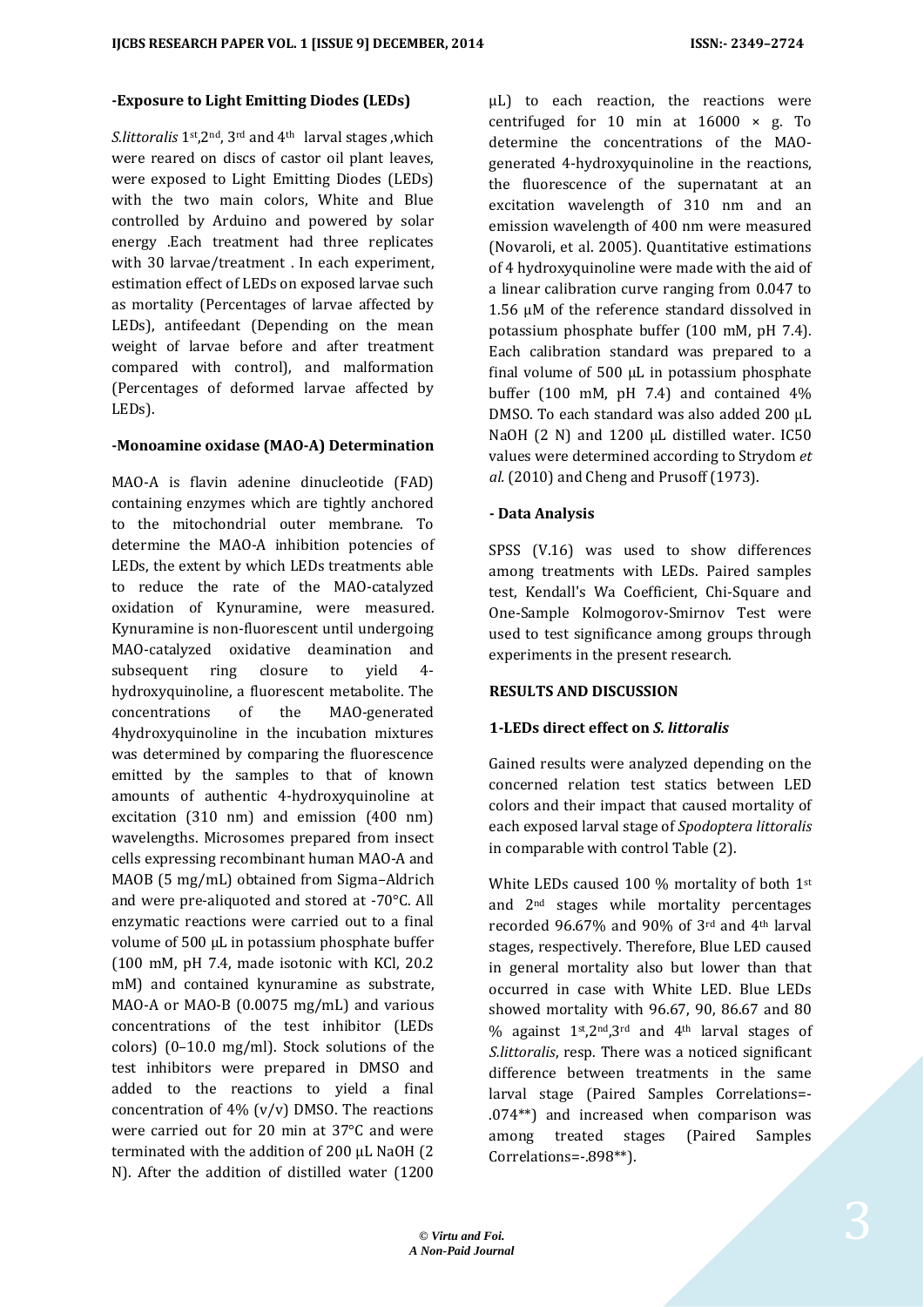**-Exposure to Light Emitting Diodes (LEDs)**

*S.littoralis* 1st,2nd, 3rd and 4th larval stages ,which were reared on discs of castor oil plant leaves, were exposed to Light Emitting Diodes (LEDs) with the two main colors, White and Blue controlled by Arduino and powered by solar energy .Each treatment had three replicates with 30 larvae/treatment . In each experiment, estimation effect of LEDs on exposed larvae such as mortality (Percentages of larvae affected by LEDs), antifeedant (Depending on the mean weight of larvae before and after treatment compared with control), and malformation (Percentages of deformed larvae affected by LEDs).

**-Monoamine oxidase (MAO-A) Determination**

MAO-A is flavin adenine dinucleotide (FAD) containing enzymes which are tightly anchored to the mitochondrial outer membrane. To determine the MAO-A inhibition potencies of LEDs, the extent by which LEDs treatments able to reduce the rate of the MAO-catalyzed oxidation of Kynuramine, were measured. Kynuramine is non-fluorescent until undergoing MAO-catalyzed oxidative deamination and subsequent ring closure to yield 4-hydroxyquinoline, a fluorescent metabolite. The concentrations of the MAO-generated 4hydroxyquinoline in the incubation mixtures was determined by comparing the fluorescence emitted by the samples to that of known amounts of authentic 4-hydroxyquinoline at excitation (310 nm) and emission (400 nm) wavelengths. Microsomes prepared from insect cells expressing recombinant human MAO-A and MAOB (5 mg/mL) obtained from Sigma–Aldrich and were pre-aliquoted and stored at -70°C. All enzymatic reactions were carried out to a final volume of 500 µL in potassium phosphate buffer (100 mM, pH 7.4, made isotonic with KCl, 20.2 mM) and contained kynuramine as substrate, MAO-A or MAO-B (0.0075 mg/mL) and various concentrations of the test inhibitor (LEDs colors) (0–10.0 mg/ml). Stock solutions of the test inhibitors were prepared in DMSO and added to the reactions to yield a final concentration of 4% (v/v) DMSO. The reactions were carried out for 20 min at 37°C and were terminated with the addition of 200 µL NaOH (2 N). After the addition of distilled water (1200 µL) to each reaction, the reactions were centrifuged for 10 min at 16000 × g. To determine the concentrations of the MAO-generated 4-hydroxyquinoline in the reactions, the fluorescence of the supernatant at an excitation wavelength of 310 nm and an emission wavelength of 400 nm were measured (Novaroli, et al. 2005). Quantitative estimations of 4 hydroxyquinoline were made with the aid of a linear calibration curve ranging from 0.047 to 1.56 µM of the reference standard dissolved in potassium phosphate buffer (100 mM, pH 7.4). Each calibration standard was prepared to a final volume of 500 µL in potassium phosphate buffer (100 mM, pH 7.4) and contained 4% DMSO. To each standard was also added 200 µL NaOH (2 N) and 1200 µL distilled water. IC50 values were determined according to Strydom *et al*. (2010) and Cheng and Prusoff (1973).

**- Data Analysis**

SPSS (V.16) was used to show differences among treatments with LEDs. Paired samples test, Kendall's Wa Coefficient, Chi-Square and One-Sample Kolmogorov-Smirnov Test were used to test significance among groups through experiments in the present research.

## RESULTS AND DISCUSSION

**1-LEDs direct effect on *S. littoralis***

Gained results were analyzed depending on the concerned relation test statics between LED colors and their impact that caused mortality of each exposed larval stage of *Spodoptera littoralis* in comparable with control Table (2).

White LEDs caused 100 % mortality of both 1st and 2nd stages while mortality percentages recorded 96.67% and 90% of 3rd and 4th larval stages, respectively. Therefore, Blue LED caused in general mortality also but lower than that occurred in case with White LED. Blue LEDs showed mortality with 96.67, 90, 86.67 and 80 % against 1st,2nd,3rd and 4th larval stages of *S.littoralis*, resp. There was a noticed significant difference between treatments in the same larval stage (Paired Samples Correlations=-.074**) and increased when comparison was among treated stages (Paired Samples Correlations=-.898**).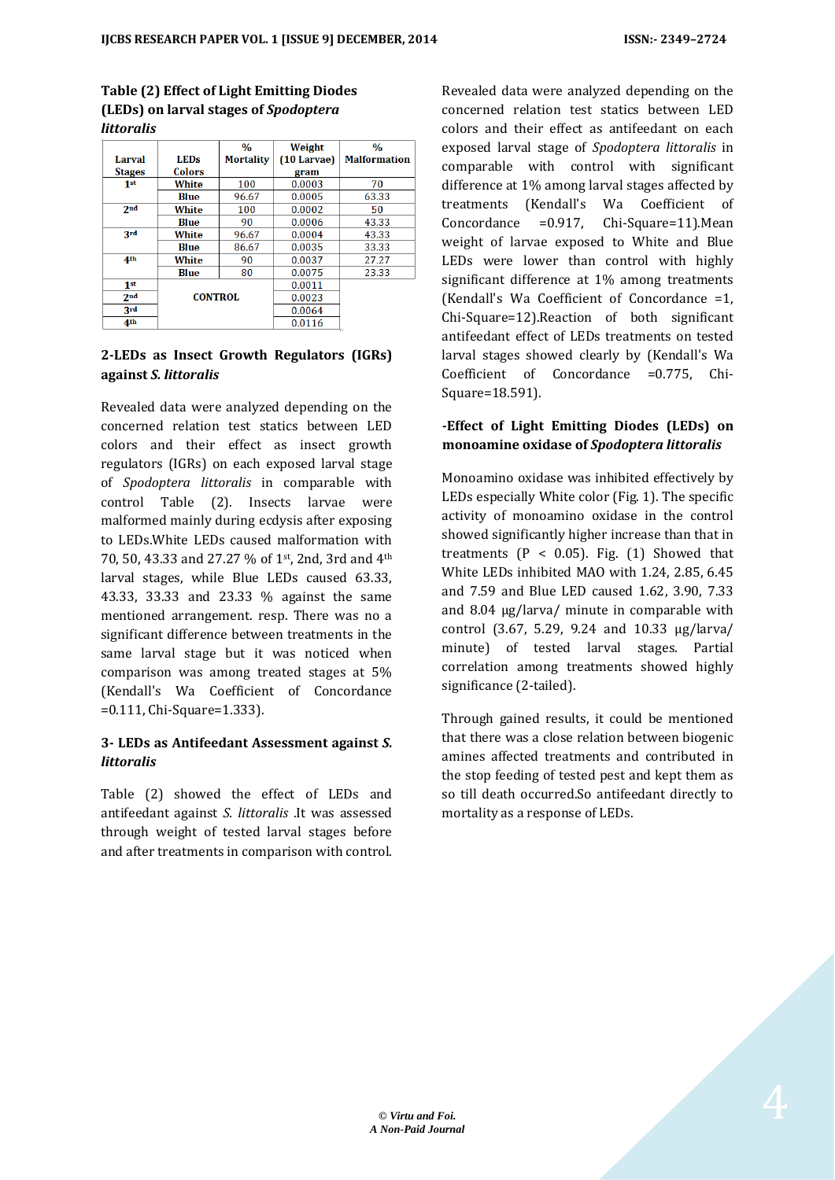**Table (2) Effect of Light Emitting Diodes (LEDs) on larval stages of *Spodoptera littoralis***

| Larval Stages | LEDs Colors | % Mortality | Weight (10 Larvae) gram | % Malformation |
|---|---|---|---|---|
| 1st | White | 100 | 0.0003 | 70 |
| | Blue | 96.67 | 0.0005 | 63.33 |
| 2nd | White | 100 | 0.0002 | 50 |
| | Blue | 90 | 0.0006 | 43.33 |
| 3rd | White | 96.67 | 0.0004 | 43.33 |
| | Blue | 86.67 | 0.0035 | 33.33 |
| 4th | White | 90 | 0.0037 | 27.27 |
| | Blue | 80 | 0.0075 | 23.33 |
| 1st | CONTROL | | 0.0011 | |
| 2nd | | | 0.0023 | |
| 3rd | | | 0.0064 | |
| 4th | | | 0.0116 | |

**2-LEDs as Insect Growth Regulators (IGRs) against *S. littoralis***

Revealed data were analyzed depending on the concerned relation test statics between LED colors and their effect as insect growth regulators (IGRs) on each exposed larval stage of *Spodoptera littoralis* in comparable with control Table (2). Insects larvae were malformed mainly during ecdysis after exposing to LEDs.White LEDs caused malformation with 70, 50, 43.33 and 27.27 % of 1st, 2nd, 3rd and 4th larval stages, while Blue LEDs caused 63.33, 43.33, 33.33 and 23.33 % against the same mentioned arrangement. resp. There was no a significant difference between treatments in the same larval stage but it was noticed when comparison was among treated stages at 5% (Kendall's Wa Coefficient of Concordance =0.111, Chi-Square=1.333).

**3- LEDs as Antifeedant Assessment against *S. littoralis***

Table (2) showed the effect of LEDs and antifeedant against *S. littoralis* .It was assessed through weight of tested larval stages before and after treatments in comparison with control. Revealed data were analyzed depending on the concerned relation test statics between LED colors and their effect as antifeedant on each exposed larval stage of *Spodoptera littoralis* in comparable with control with significant difference at 1% among larval stages affected by treatments (Kendall's Wa Coefficient of Concordance =0.917, Chi-Square=11).Mean weight of larvae exposed to White and Blue LEDs were lower than control with highly significant difference at 1% among treatments (Kendall's Wa Coefficient of Concordance =1, Chi-Square=12).Reaction of both significant antifeedant effect of LEDs treatments on tested larval stages showed clearly by (Kendall's Wa Coefficient of Concordance =0.775, Chi-Square=18.591).

**-Effect of Light Emitting Diodes (LEDs) on monoamine oxidase of *Spodoptera littoralis***

Monoamino oxidase was inhibited effectively by LEDs especially White color (Fig. 1). The specific activity of monoamino oxidase in the control showed significantly higher increase than that in treatments ($P < 0.05$). Fig. (1) Showed that White LEDs inhibited MAO with 1.24, 2.85, 6.45 and 7.59 and Blue LED caused 1.62, 3.90, 7.33 and 8.04 µg/larva/ minute in comparable with control (3.67, 5.29, 9.24 and 10.33 µg/larva/ minute) of tested larval stages. Partial correlation among treatments showed highly significance (2-tailed).

Through gained results, it could be mentioned that there was a close relation between biogenic amines affected treatments and contributed in the stop feeding of tested pest and kept them as so till death occurred.So antifeedant directly to mortality as a response of LEDs.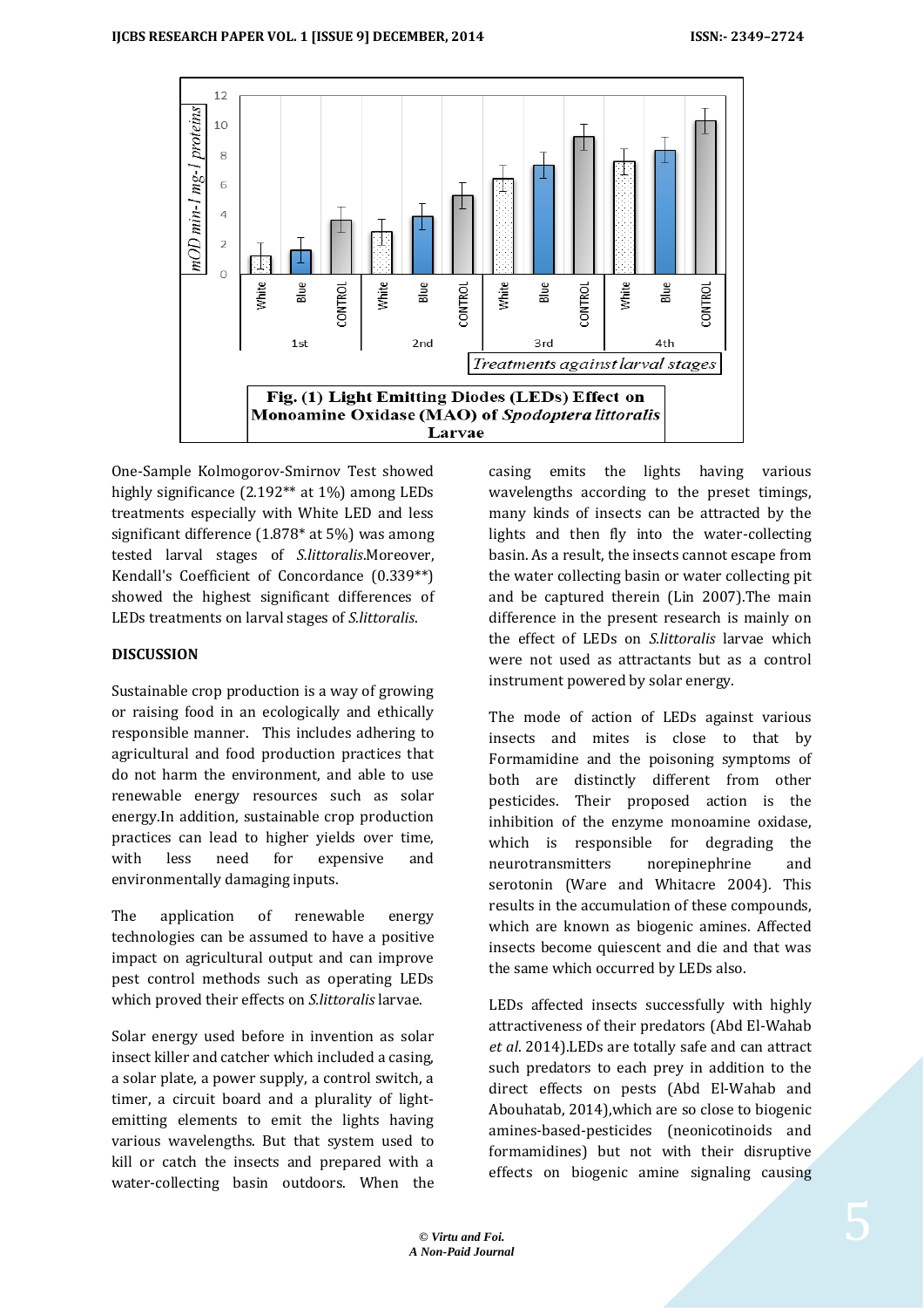Fig. (1) Light Emitting Diodes (LEDs) Effect on Monoamine Oxidase (MAO) of *Spodoptera littoralis* Larvae

One-Sample Kolmogorov-Smirnov Test showed highly significance (2.192** at 1%) among LEDs treatments especially with White LED and less significant difference (1.878* at 5%) was among tested larval stages of *S.littoralis*.Moreover, Kendall's Coefficient of Concordance (0.339**) showed the highest significant differences of LEDs treatments on larval stages of *S.littoralis*.

## DISCUSSION

Sustainable crop production is a way of growing or raising food in an ecologically and ethically responsible manner. This includes adhering to agricultural and food production practices that do not harm the environment, and able to use renewable energy resources such as solar energy.In addition, sustainable crop production practices can lead to higher yields over time, with less need for expensive and environmentally damaging inputs.

The application of renewable energy technologies can be assumed to have a positive impact on agricultural output and can improve pest control methods such as operating LEDs which proved their effects on *S.littoralis* larvae.

Solar energy used before in invention as solar insect killer and catcher which included a casing, a solar plate, a power supply, a control switch, a timer, a circuit board and a plurality of light-emitting elements to emit the lights having various wavelengths. But that system used to kill or catch the insects and prepared with a water-collecting basin outdoors. When the casing emits the lights having various wavelengths according to the preset timings, many kinds of insects can be attracted by the lights and then fly into the water-collecting basin. As a result, the insects cannot escape from the water collecting basin or water collecting pit and be captured therein (Lin 2007).The main difference in the present research is mainly on the effect of LEDs on *S.littoralis* larvae which were not used as attractants but as a control instrument powered by solar energy.

The mode of action of LEDs against various insects and mites is close to that by Formamidine and the poisoning symptoms of both are distinctly different from other pesticides. Their proposed action is the inhibition of the enzyme monoamine oxidase, which is responsible for degrading the neurotransmitters norepinephrine and serotonin (Ware and Whitacre 2004). This results in the accumulation of these compounds, which are known as biogenic amines. Affected insects become quiescent and die and that was the same which occurred by LEDs also.

LEDs affected insects successfully with highly attractiveness of their predators (Abd El-Wahab *et al*. 2014).LEDs are totally safe and can attract such predators to each prey in addition to the direct effects on pests (Abd El-Wahab and Abouhatab, 2014),which are so close to biogenic amines-based-pesticides (neonicotinoids and formamidines) but not with their disruptive effects on biogenic amine signaling causing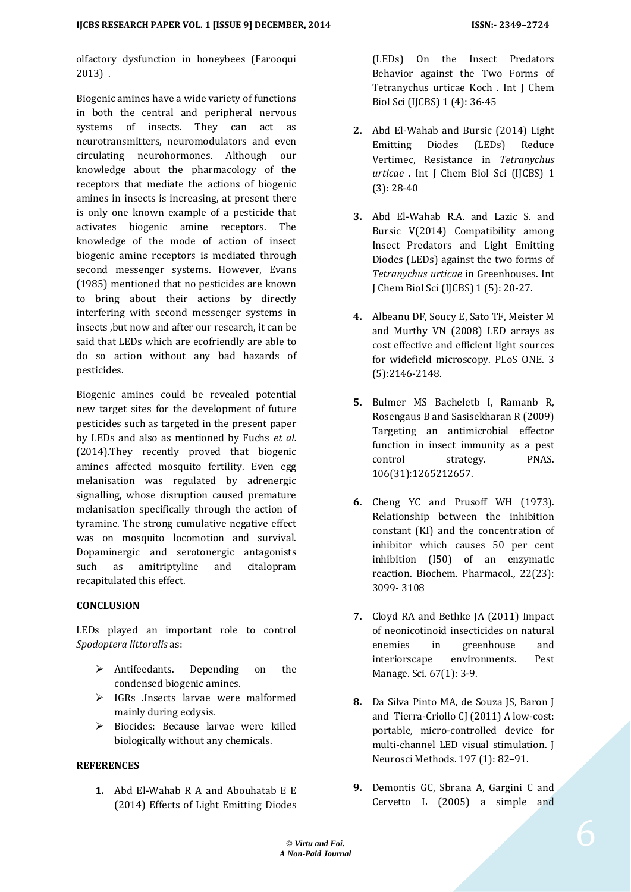olfactory dysfunction in honeybees (Farooqui 2013) .

Biogenic amines have a wide variety of functions in both the central and peripheral nervous systems of insects. They can act as neurotransmitters, neuromodulators and even circulating neurohormones. Although our knowledge about the pharmacology of the receptors that mediate the actions of biogenic amines in insects is increasing, at present there is only one known example of a pesticide that activates biogenic amine receptors. The knowledge of the mode of action of insect biogenic amine receptors is mediated through second messenger systems. However, Evans (1985) mentioned that no pesticides are known to bring about their actions by directly interfering with second messenger systems in insects ,but now and after our research, it can be said that LEDs which are ecofriendly are able to do so action without any bad hazards of pesticides.

Biogenic amines could be revealed potential new target sites for the development of future pesticides such as targeted in the present paper by LEDs and also as mentioned by Fuchs *et al.* (2014).They recently proved that biogenic amines affected mosquito fertility. Even egg melanisation was regulated by adrenergic signalling, whose disruption caused premature melanisation specifically through the action of tyramine. The strong cumulative negative effect was on mosquito locomotion and survival. Dopaminergic and serotonergic antagonists such as amitriptyline and citalopram recapitulated this effect.

## CONCLUSION

LEDs played an important role to control *Spodoptera littoralis* as:

- Antifeedants. Depending on the condensed biogenic amines.
- IGRs .Insects larvae were malformed mainly during ecdysis.
- Biocides: Because larvae were killed biologically without any chemicals.

## REFERENCES

1. Abd El-Wahab R A and Abouhatab E E (2014) Effects of Light Emitting Diodes (LEDs) On the Insect Predators Behavior against the Two Forms of Tetranychus urticae Koch . Int J Chem Biol Sci (IJCBS) 1 (4): 36-45
2. Abd El-Wahab and Bursic (2014) Light Emitting Diodes (LEDs) Reduce Vertimec, Resistance in *Tetranychus urticae* . Int J Chem Biol Sci (IJCBS) 1 (3): 28-40
3. Abd El-Wahab R.A. and Lazic S. and Bursic V(2014) Compatibility among Insect Predators and Light Emitting Diodes (LEDs) against the two forms of *Tetranychus urticae* in Greenhouses. Int J Chem Biol Sci (IJCBS) 1 (5): 20-27.
4. Albeanu DF, Soucy E, Sato TF, Meister M and Murthy VN (2008) LED arrays as cost effective and efficient light sources for widefield microscopy. PLoS ONE. 3 (5):2146-2148.
5. Bulmer MS Bacheletb I, Ramanb R, Rosengaus B and Sasisekharan R (2009) Targeting an antimicrobial effector function in insect immunity as a pest control strategy. PNAS. 106(31):1265212657.
6. Cheng YC and Prusoff WH (1973). Relationship between the inhibition constant (KI) and the concentration of inhibitor which causes 50 per cent inhibition (I50) of an enzymatic reaction. Biochem. Pharmacol., 22(23): 3099- 3108
7. Cloyd RA and Bethke JA (2011) Impact of neonicotinoid insecticides on natural enemies in greenhouse and interiorscape environments. Pest Manage. Sci. 67(1): 3-9.
8. Da Silva Pinto MA, de Souza JS, Baron J and Tierra-Criollo CJ (2011) A low-cost: portable, micro-controlled device for multi-channel LED visual stimulation. J Neurosci Methods. 197 (1): 82–91.
9. Demontis GC, Sbrana A, Gargini C and Cervetto L (2005) a simple and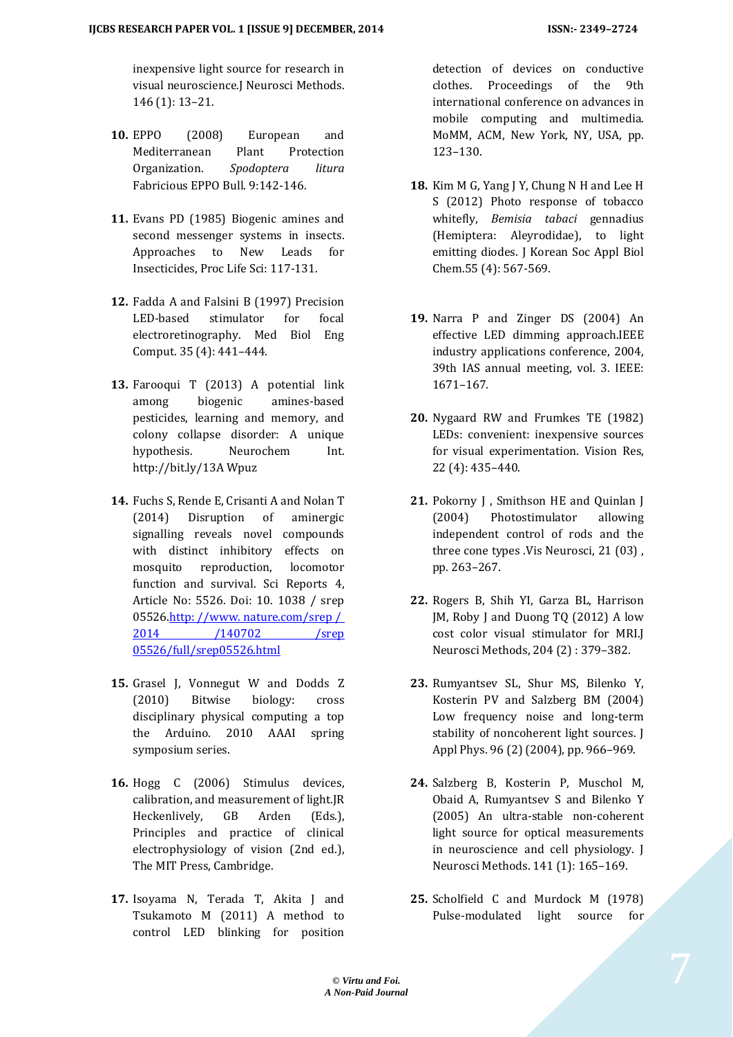inexpensive light source for research in visual neuroscience.J Neurosci Methods. 146 (1): 13–21.

10. EPPO (2008) European and Mediterranean Plant Protection Organization. *Spodoptera litura* Fabricious EPPO Bull. 9:142-146.

11. Evans PD (1985) Biogenic amines and second messenger systems in insects. Approaches to New Leads for Insecticides, Proc Life Sci: 117-131.

12. Fadda A and Falsini B (1997) Precision LED-based stimulator for focal electroretinography. Med Biol Eng Comput. 35 (4): 441–444.

13. Farooqui T (2013) A potential link among biogenic amines-based pesticides, learning and memory, and colony collapse disorder: A unique hypothesis. Neurochem Int. http://bit.ly/13A Wpuz

14. Fuchs S, Rende E, Crisanti A and Nolan T (2014) Disruption of aminergic signalling reveals novel compounds with distinct inhibitory effects on mosquito reproduction, locomotor function and survival. Sci Reports 4, Article No: 5526. Doi: 10. 1038 / srep 05526.http: //www. nature.com/srep / 2014 /140702 /srep 05526/full/srep05526.html

15. Grasel J, Vonnegut W and Dodds Z (2010) Bitwise biology: cross disciplinary physical computing a top the Arduino. 2010 AAAI spring symposium series.

16. Hogg C (2006) Stimulus devices, calibration, and measurement of light.JR Heckenlively, GB Arden (Eds.), Principles and practice of clinical electrophysiology of vision (2nd ed.), The MIT Press, Cambridge.

17. Isoyama N, Terada T, Akita J and Tsukamoto M (2011) A method to control LED blinking for position detection of devices on conductive clothes. Proceedings of the 9th international conference on advances in mobile computing and multimedia. MoMM, ACM, New York, NY, USA, pp. 123–130.

18. Kim M G, Yang J Y, Chung N H and Lee H S (2012) Photo response of tobacco whitefly, *Bemisia tabaci* gennadius (Hemiptera: Aleyrodidae), to light emitting diodes. J Korean Soc Appl Biol Chem.55 (4): 567-569.

19. Narra P and Zinger DS (2004) An effective LED dimming approach.IEEE industry applications conference, 2004, 39th IAS annual meeting, vol. 3. IEEE: 1671–167.

20. Nygaard RW and Frumkes TE (1982) LEDs: convenient: inexpensive sources for visual experimentation. Vision Res, 22 (4): 435–440.

21. Pokorny J , Smithson HE and Quinlan J (2004) Photostimulator allowing independent control of rods and the three cone types .Vis Neurosci, 21 (03) , pp. 263–267.

22. Rogers B, Shih YI, Garza BL, Harrison JM, Roby J and Duong TQ (2012) A low cost color visual stimulator for MRI.J Neurosci Methods, 204 (2) : 379–382.

23. Rumyantsev SL, Shur MS, Bilenko Y, Kosterin PV and Salzberg BM (2004) Low frequency noise and long-term stability of noncoherent light sources. J Appl Phys. 96 (2) (2004), pp. 966–969.

24. Salzberg B, Kosterin P, Muschol M, Obaid A, Rumyantsev S and Bilenko Y (2005) An ultra-stable non-coherent light source for optical measurements in neuroscience and cell physiology. J Neurosci Methods. 141 (1): 165–169.

25. Scholfield C and Murdock M (1978) Pulse-modulated light source for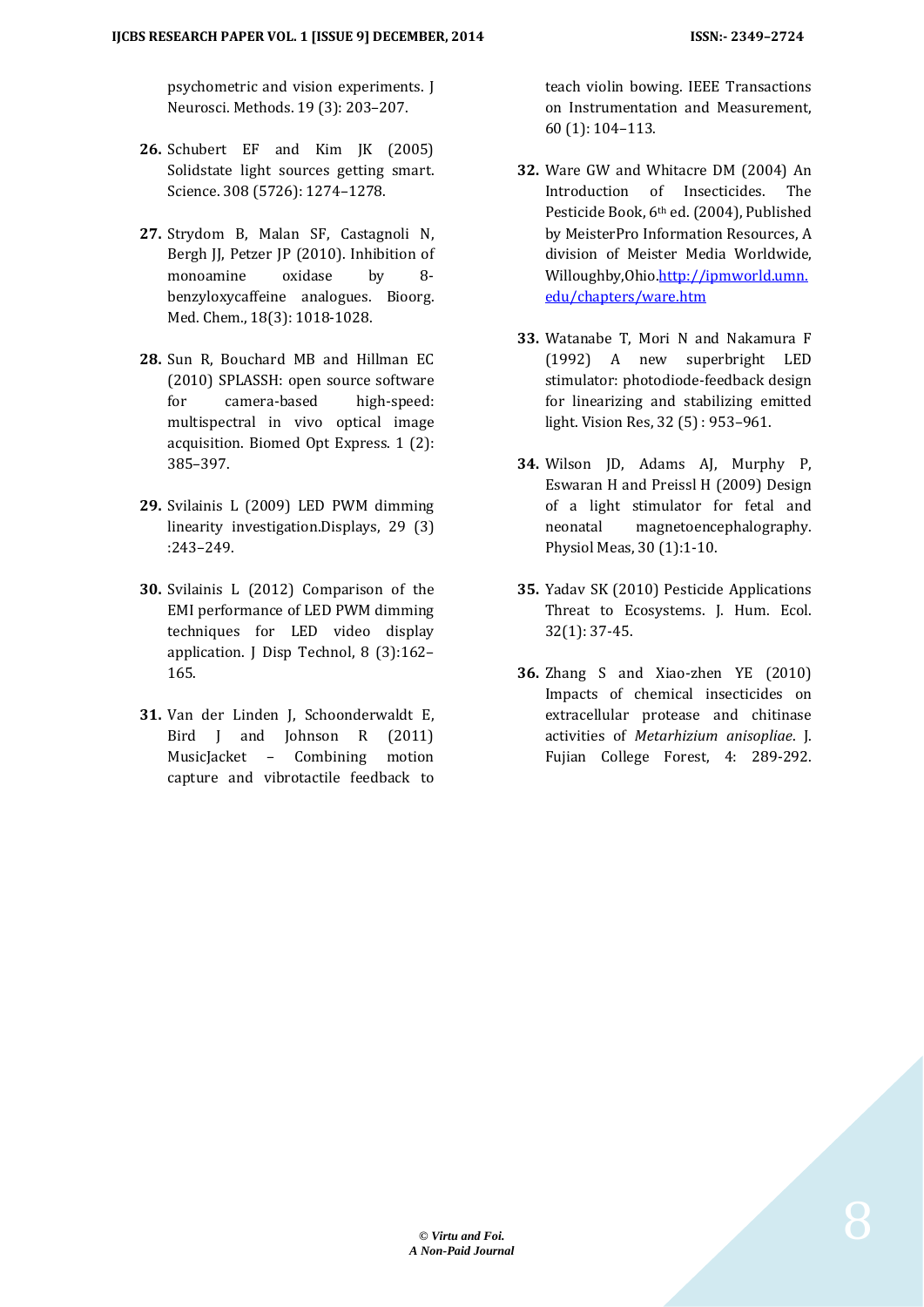psychometric and vision experiments. J Neurosci. Methods. 19 (3): 203–207.

**26.** Schubert EF and Kim JK (2005) Solidstate light sources getting smart. Science. 308 (5726): 1274–1278.

**27.** Strydom B, Malan SF, Castagnoli N, Bergh JJ, Petzer JP (2010). Inhibition of monoamine oxidase by 8-benzyloxycaffeine analogues. Bioorg. Med. Chem., 18(3): 1018-1028.

**28.** Sun R, Bouchard MB and Hillman EC (2010) SPLASSH: open source software for camera-based high-speed: multispectral in vivo optical image acquisition. Biomed Opt Express. 1 (2): 385–397.

**29.** Svilainis L (2009) LED PWM dimming linearity investigation.Displays, 29 (3) :243–249.

**30.** Svilainis L (2012) Comparison of the EMI performance of LED PWM dimming techniques for LED video display application. J Disp Technol, 8 (3):162–165.

**31.** Van der Linden J, Schoonderwaldt E, Bird J and Johnson R (2011) MusicJacket – Combining motion capture and vibrotactile feedback to teach violin bowing. IEEE Transactions on Instrumentation and Measurement, 60 (1): 104–113.

**32.** Ware GW and Whitacre DM (2004) An Introduction of Insecticides. The Pesticide Book, 6th ed. (2004), Published by MeisterPro Information Resources, A division of Meister Media Worldwide, Willoughby,Ohio.http://ipmworld.umn.edu/chapters/ware.htm

**33.** Watanabe T, Mori N and Nakamura F (1992) A new superbright LED stimulator: photodiode-feedback design for linearizing and stabilizing emitted light. Vision Res, 32 (5) : 953–961.

**34.** Wilson JD, Adams AJ, Murphy P, Eswaran H and Preissl H (2009) Design of a light stimulator for fetal and neonatal magnetoencephalography. Physiol Meas, 30 (1):1-10.

**35.** Yadav SK (2010) Pesticide Applications Threat to Ecosystems. J. Hum. Ecol. 32(1): 37-45.

**36.** Zhang S and Xiao-zhen YE (2010) Impacts of chemical insecticides on extracellular protease and chitinase activities of *Metarhizium anisopliae*. J. Fujian College Forest, 4: 289-292.

*© Virtu and Foi.*
*A Non-Paid Journal*